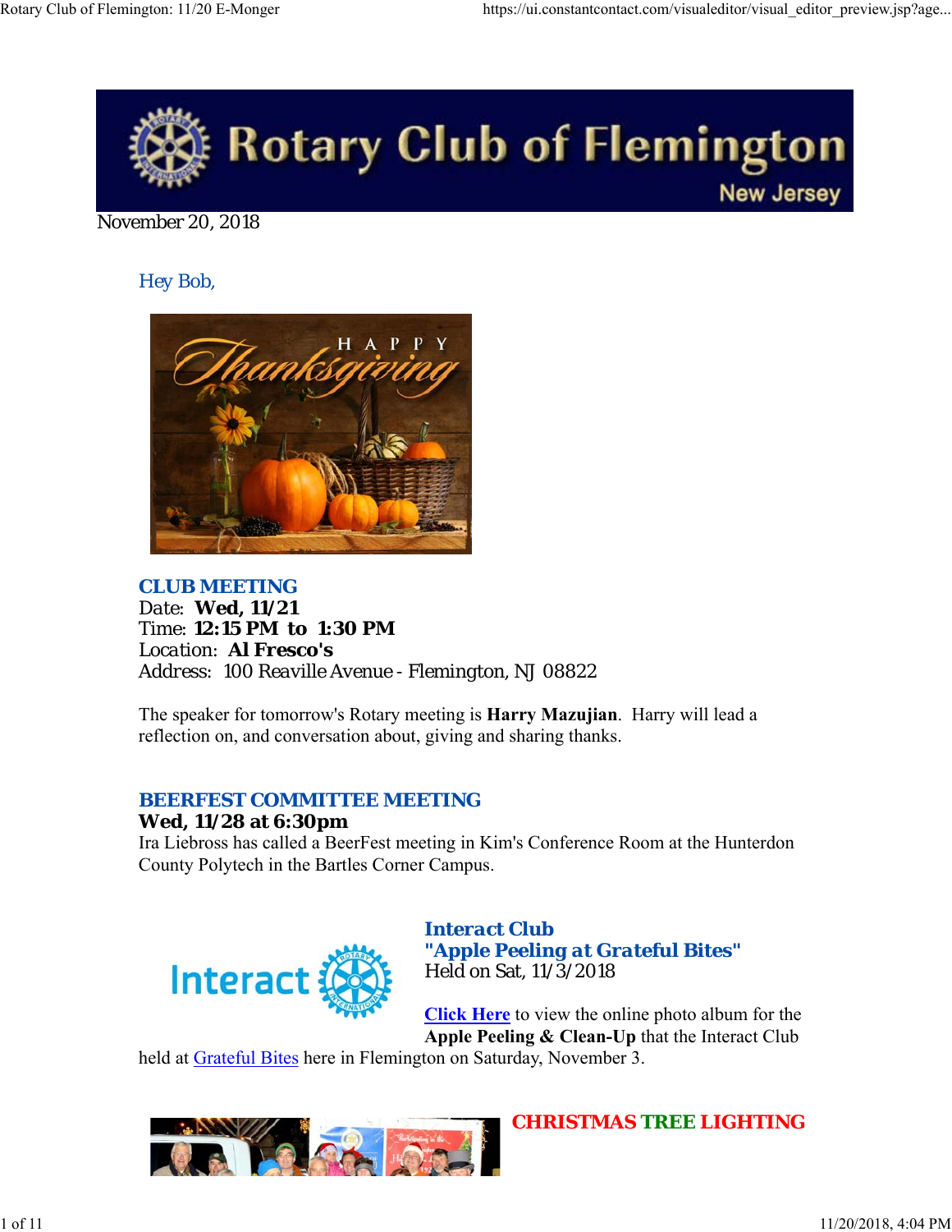November 20, 2018

Hey Bob,

### CLUB MEETING

Date: **Wed, 11/21**
Time: **12:15 PM to 1:30 PM**
Location: **Al Fresco's**
Address: 100 Reaville Avenue - Flemington, NJ 08822

The speaker for tomorrow's Rotary meeting is **Harry Mazujian**. Harry will lead a reflection on, and conversation about, giving and sharing thanks.

### BEERFEST COMMITTEE MEETING

**Wed, 11/28 at 6:30pm**
Ira Liebross has called a BeerFest meeting in Kim's Conference Room at the Hunterdon County Polytech in the Bartles Corner Campus.

### Interact Club "Apple Peeling at Grateful Bites"

Held on Sat, 11/3/2018

Click Here to view the online photo album for the **Apple Peeling & Clean-Up** that the Interact Club held at Grateful Bites here in Flemington on Saturday, November 3.

### CHRISTMAS TREE LIGHTING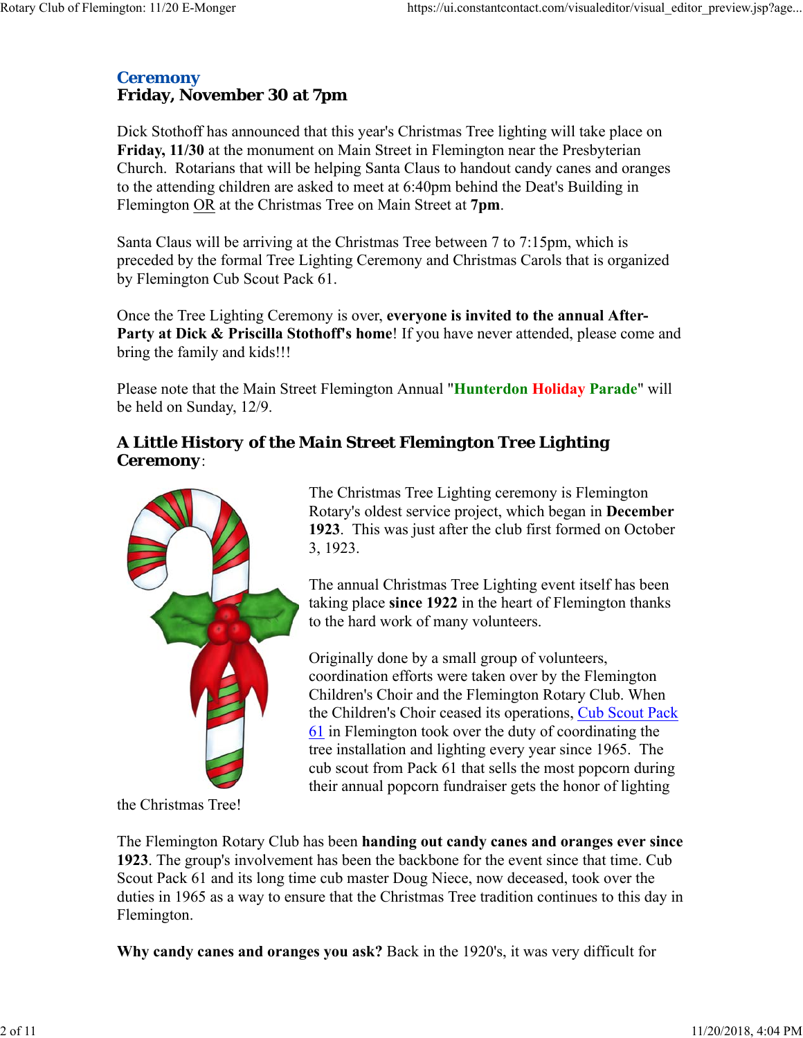## Ceremony
## Friday, November 30 at 7pm

Dick Stothoff has announced that this year's Christmas Tree lighting will take place on **Friday, 11/30** at the monument on Main Street in Flemington near the Presbyterian Church. Rotarians that will be helping Santa Claus to handout candy canes and oranges to the attending children are asked to meet at 6:40pm behind the Deat's Building in Flemington OR at the Christmas Tree on Main Street at **7pm**.

Santa Claus will be arriving at the Christmas Tree between 7 to 7:15pm, which is preceded by the formal Tree Lighting Ceremony and Christmas Carols that is organized by Flemington Cub Scout Pack 61.

Once the Tree Lighting Ceremony is over, **everyone is invited to the annual After-Party at Dick & Priscilla Stothoff's home**! If you have never attended, please come and bring the family and kids!!!

Please note that the Main Street Flemington Annual "**Hunterdon Holiday Parade**" will be held on Sunday, 12/9.

### A Little History of the Main Street Flemington Tree Lighting Ceremony:

The Christmas Tree Lighting ceremony is Flemington Rotary's oldest service project, which began in **December 1923**. This was just after the club first formed on October 3, 1923.

The annual Christmas Tree Lighting event itself has been taking place **since 1922** in the heart of Flemington thanks to the hard work of many volunteers.

Originally done by a small group of volunteers, coordination efforts were taken over by the Flemington Children's Choir and the Flemington Rotary Club. When the Children's Choir ceased its operations, Cub Scout Pack 61 in Flemington took over the duty of coordinating the tree installation and lighting every year since 1965. The cub scout from Pack 61 that sells the most popcorn during their annual popcorn fundraiser gets the honor of lighting the Christmas Tree!

The Flemington Rotary Club has been **handing out candy canes and oranges ever since 1923**. The group's involvement has been the backbone for the event since that time. Cub Scout Pack 61 and its long time cub master Doug Niece, now deceased, took over the duties in 1965 as a way to ensure that the Christmas Tree tradition continues to this day in Flemington.

**Why candy canes and oranges you ask?** Back in the 1920's, it was very difficult for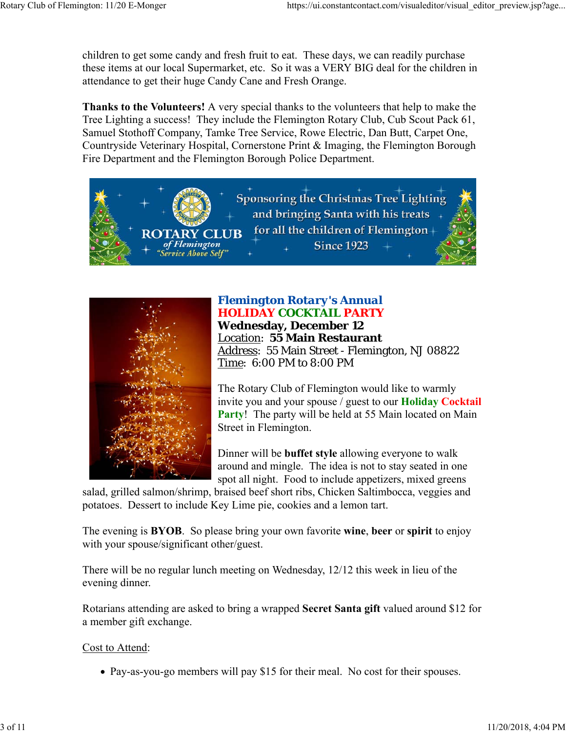children to get some candy and fresh fruit to eat. These days, we can readily purchase these items at our local Supermarket, etc. So it was a VERY BIG deal for the children in attendance to get their huge Candy Cane and Fresh Orange.

**Thanks to the Volunteers!** A very special thanks to the volunteers that help to make the Tree Lighting a success! They include the Flemington Rotary Club, Cub Scout Pack 61, Samuel Stothoff Company, Tamke Tree Service, Rowe Electric, Dan Butt, Carpet One, Countryside Veterinary Hospital, Cornerstone Print & Imaging, the Flemington Borough Fire Department and the Flemington Borough Police Department.

ROTARY CLUB *of Flemington* *"Service Above Self"*

Sponsoring the Christmas Tree Lighting and bringing Santa with his treats for all the children of Flemington Since 1923

## Flemington Rotary's Annual HOLIDAY COCKTAIL PARTY

**Wednesday, December 12**

Location: **55 Main Restaurant**

Address: 55 Main Street - Flemington, NJ 08822

Time: 6:00 PM to 8:00 PM

The Rotary Club of Flemington would like to warmly invite you and your spouse / guest to our **Holiday Cocktail Party**! The party will be held at 55 Main located on Main Street in Flemington.

Dinner will be **buffet style** allowing everyone to walk around and mingle. The idea is not to stay seated in one spot all night. Food to include appetizers, mixed greens salad, grilled salmon/shrimp, braised beef short ribs, Chicken Saltimbocca, veggies and potatoes. Dessert to include Key Lime pie, cookies and a lemon tart.

The evening is **BYOB**. So please bring your own favorite **wine**, **beer** or **spirit** to enjoy with your spouse/significant other/guest.

There will be no regular lunch meeting on Wednesday, 12/12 this week in lieu of the evening dinner.

Rotarians attending are asked to bring a wrapped **Secret Santa gift** valued around $12 for a member gift exchange.

Cost to Attend:

- Pay-as-you-go members will pay $15 for their meal. No cost for their spouses.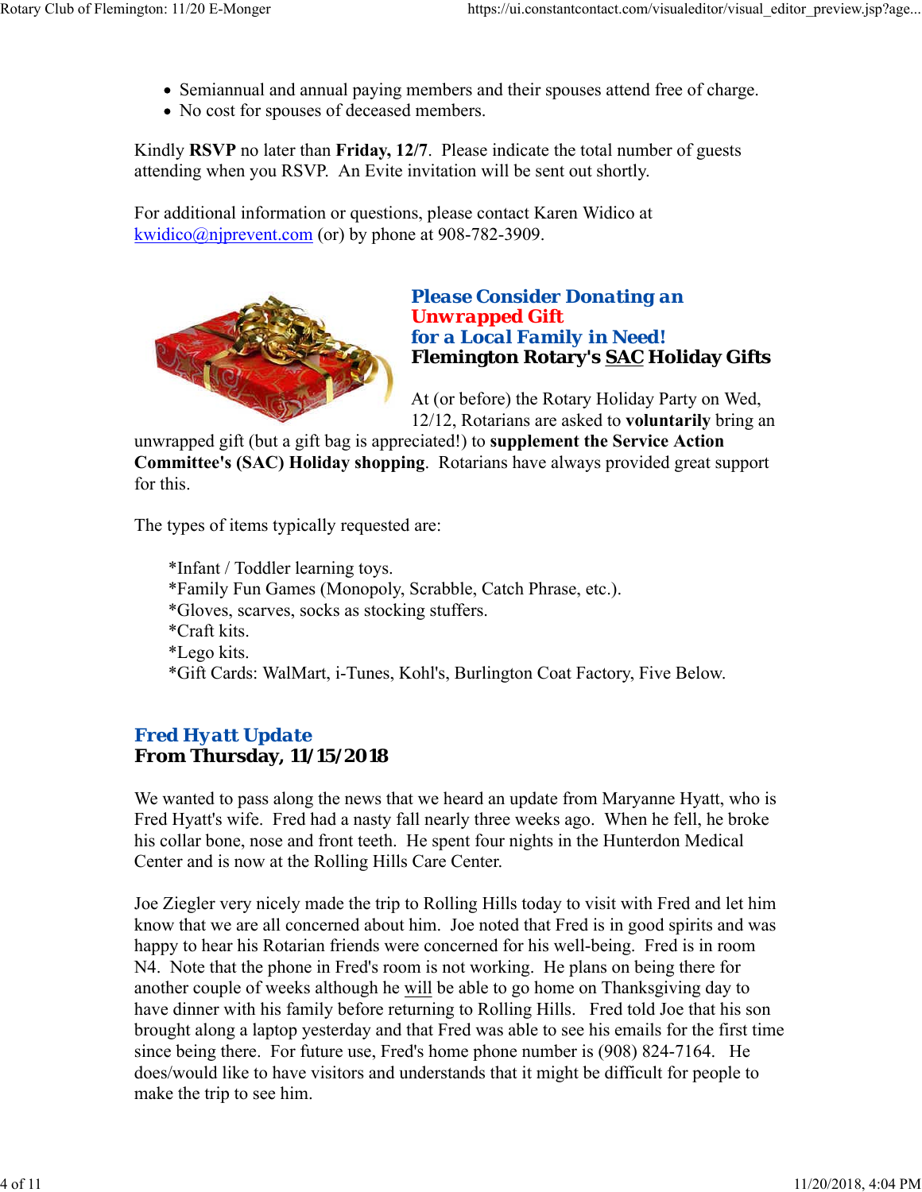- Semiannual and annual paying members and their spouses attend free of charge.
- No cost for spouses of deceased members.

Kindly **RSVP** no later than **Friday, 12/7**. Please indicate the total number of guests attending when you RSVP. An Evite invitation will be sent out shortly.

For additional information or questions, please contact Karen Widico at kwidico@njprevent.com (or) by phone at 908-782-3909.

## Please Consider Donating an Unwrapped Gift for a Local Family in Need!
### Flemington Rotary's SAC Holiday Gifts

At (or before) the Rotary Holiday Party on Wed, 12/12, Rotarians are asked to **voluntarily** bring an unwrapped gift (but a gift bag is appreciated!) to **supplement the Service Action Committee's (SAC) Holiday shopping**. Rotarians have always provided great support for this.

The types of items typically requested are:

*Infant / Toddler learning toys.
*Family Fun Games (Monopoly, Scrabble, Catch Phrase, etc.).
*Gloves, scarves, socks as stocking stuffers.
*Craft kits.
*Lego kits.
*Gift Cards: WalMart, i-Tunes, Kohl's, Burlington Coat Factory, Five Below.

## Fred Hyatt Update
### From Thursday, 11/15/2018

We wanted to pass along the news that we heard an update from Maryanne Hyatt, who is Fred Hyatt's wife. Fred had a nasty fall nearly three weeks ago. When he fell, he broke his collar bone, nose and front teeth. He spent four nights in the Hunterdon Medical Center and is now at the Rolling Hills Care Center.

Joe Ziegler very nicely made the trip to Rolling Hills today to visit with Fred and let him know that we are all concerned about him. Joe noted that Fred is in good spirits and was happy to hear his Rotarian friends were concerned for his well-being. Fred is in room N4. Note that the phone in Fred's room is not working. He plans on being there for another couple of weeks although he will be able to go home on Thanksgiving day to have dinner with his family before returning to Rolling Hills. Fred told Joe that his son brought along a laptop yesterday and that Fred was able to see his emails for the first time since being there. For future use, Fred's home phone number is (908) 824-7164. He does/would like to have visitors and understands that it might be difficult for people to make the trip to see him.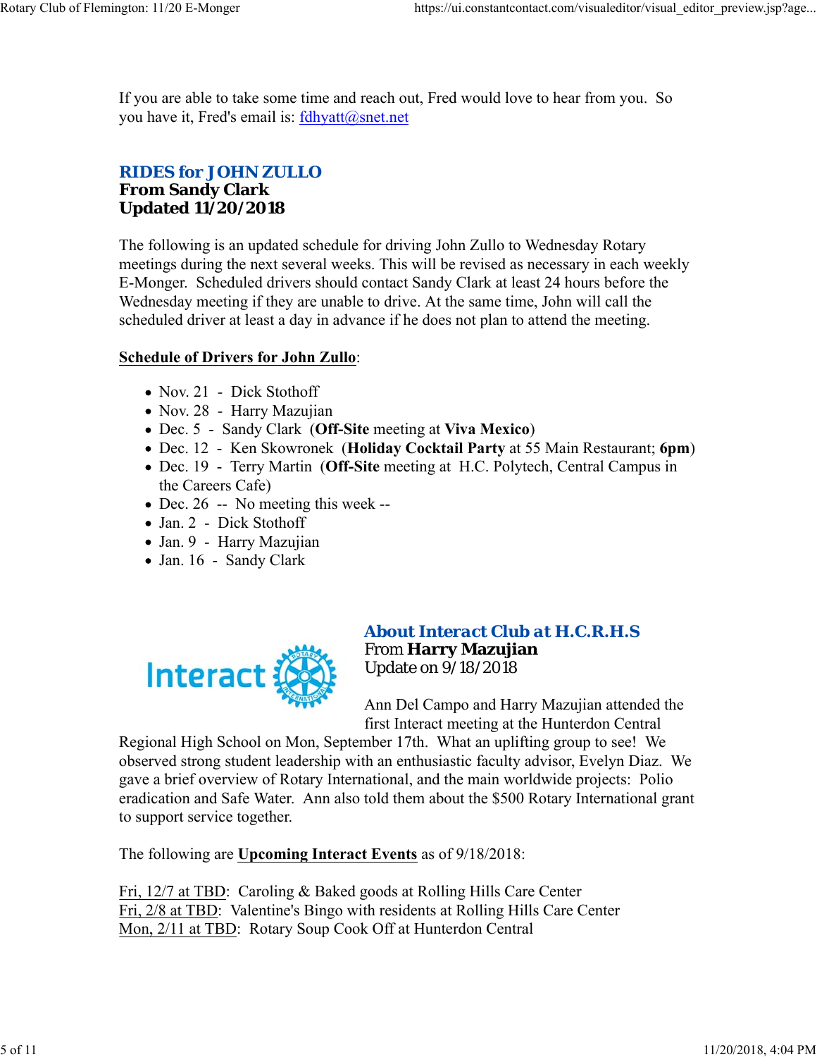If you are able to take some time and reach out, Fred would love to hear from you. So you have it, Fred's email is: fdhyatt@snet.net

## RIDES for JOHN ZULLO
**From Sandy Clark**
**Updated 11/20/2018**

The following is an updated schedule for driving John Zullo to Wednesday Rotary meetings during the next several weeks. This will be revised as necessary in each weekly E-Monger. Scheduled drivers should contact Sandy Clark at least 24 hours before the Wednesday meeting if they are unable to drive. At the same time, John will call the scheduled driver at least a day in advance if he does not plan to attend the meeting.

**Schedule of Drivers for John Zullo**:

- Nov. 21 - Dick Stothoff
- Nov. 28 - Harry Mazujian
- Dec. 5 - Sandy Clark (**Off-Site** meeting at **Viva Mexico**)
- Dec. 12 - Ken Skowronek (**Holiday Cocktail Party** at 55 Main Restaurant; **6pm**)
- Dec. 19 - Terry Martin (**Off-Site** meeting at H.C. Polytech, Central Campus in the Careers Cafe)
- Dec. 26 -- No meeting this week --
- Jan. 2 - Dick Stothoff
- Jan. 9 - Harry Mazujian
- Jan. 16 - Sandy Clark

## About Interact Club at H.C.R.H.S
From **Harry Mazujian**
Update on 9/18/2018

Ann Del Campo and Harry Mazujian attended the first Interact meeting at the Hunterdon Central Regional High School on Mon, September 17th. What an uplifting group to see! We observed strong student leadership with an enthusiastic faculty advisor, Evelyn Diaz. We gave a brief overview of Rotary International, and the main worldwide projects: Polio eradication and Safe Water. Ann also told them about the $500 Rotary International grant to support service together.

The following are **Upcoming Interact Events** as of 9/18/2018:

Fri, 12/7 at TBD: Caroling & Baked goods at Rolling Hills Care Center
Fri, 2/8 at TBD: Valentine's Bingo with residents at Rolling Hills Care Center
Mon, 2/11 at TBD: Rotary Soup Cook Off at Hunterdon Central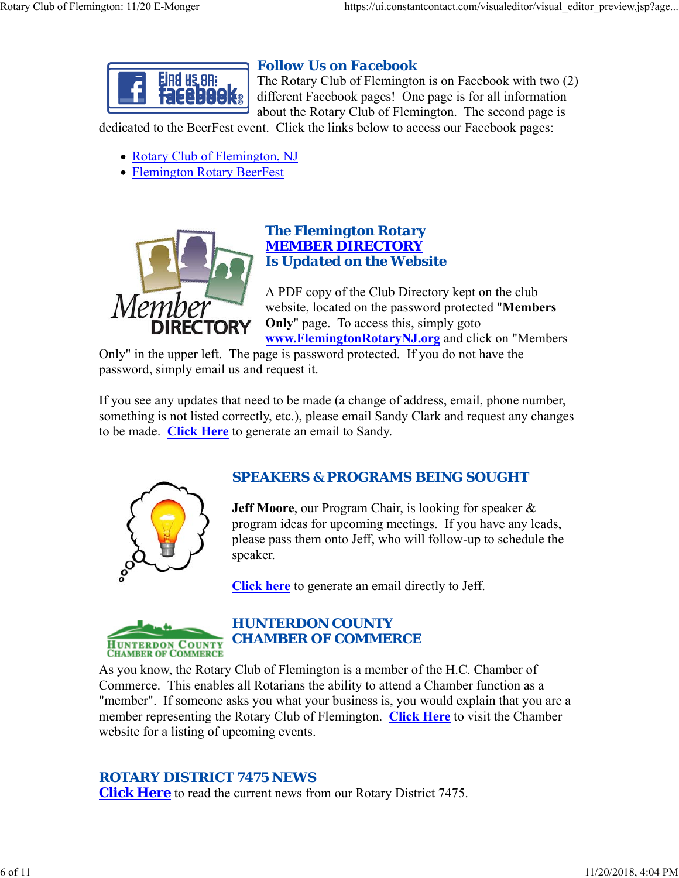## Follow Us on Facebook

The Rotary Club of Flemington is on Facebook with two (2) different Facebook pages! One page is for all information about the Rotary Club of Flemington. The second page is dedicated to the BeerFest event. Click the links below to access our Facebook pages:

- Rotary Club of Flemington, NJ
- Flemington Rotary BeerFest

## The Flemington Rotary MEMBER DIRECTORY Is Updated on the Website

A PDF copy of the Club Directory kept on the club website, located on the password protected "**Members Only**" page. To access this, simply goto **www.FlemingtonRotaryNJ.org** and click on "Members Only" in the upper left. The page is password protected. If you do not have the password, simply email us and request it.

If you see any updates that need to be made (a change of address, email, phone number, something is not listed correctly, etc.), please email Sandy Clark and request any changes to be made. **Click Here** to generate an email to Sandy.

## SPEAKERS & PROGRAMS BEING SOUGHT

**Jeff Moore**, our Program Chair, is looking for speaker & program ideas for upcoming meetings. If you have any leads, please pass them onto Jeff, who will follow-up to schedule the speaker.

**Click here** to generate an email directly to Jeff.

## HUNTERDON COUNTY CHAMBER OF COMMERCE

As you know, the Rotary Club of Flemington is a member of the H.C. Chamber of Commerce. This enables all Rotarians the ability to attend a Chamber function as a "member". If someone asks you what your business is, you would explain that you are a member representing the Rotary Club of Flemington. **Click Here** to visit the Chamber website for a listing of upcoming events.

## ROTARY DISTRICT 7475 NEWS

**Click Here** to read the current news from our Rotary District 7475.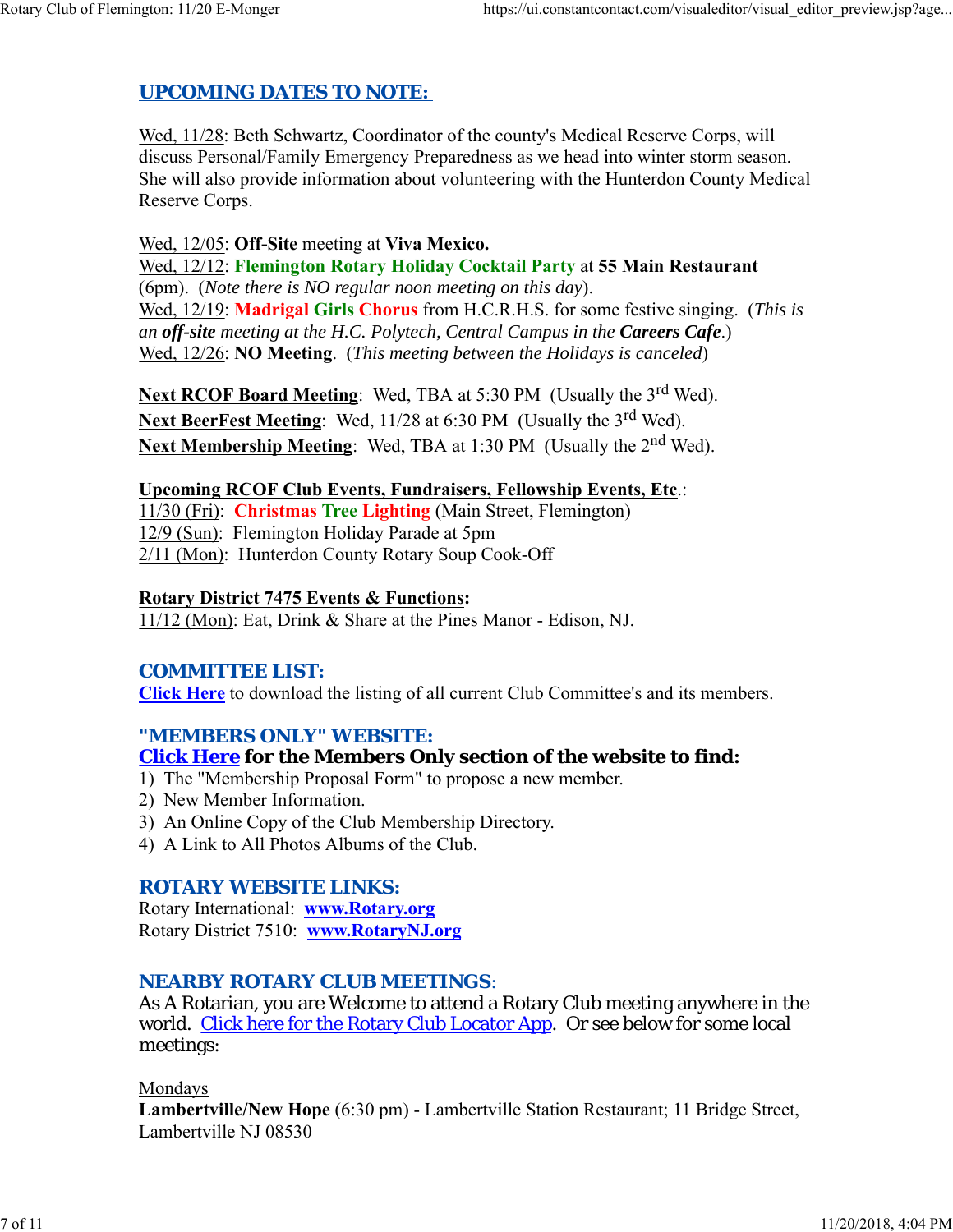## UPCOMING DATES TO NOTE:

Wed, 11/28: Beth Schwartz, Coordinator of the county's Medical Reserve Corps, will discuss Personal/Family Emergency Preparedness as we head into winter storm season. She will also provide information about volunteering with the Hunterdon County Medical Reserve Corps.

Wed, 12/05: **Off-Site** meeting at **Viva Mexico.**
Wed, 12/12: **Flemington Rotary Holiday Cocktail Party** at **55 Main Restaurant** (6pm). (*Note there is NO regular noon meeting on this day*).
Wed, 12/19: **Madrigal Girls Chorus** from H.C.R.H.S. for some festive singing. (*This is an **off-site** meeting at the H.C. Polytech, Central Campus in the **Careers Cafe**.*)
Wed, 12/26: **NO Meeting**. (*This meeting between the Holidays is canceled*)

**Next RCOF Board Meeting**: Wed, TBA at 5:30 PM (Usually the 3rd Wed).
**Next BeerFest Meeting**: Wed, 11/28 at 6:30 PM (Usually the 3rd Wed).
**Next Membership Meeting**: Wed, TBA at 1:30 PM (Usually the 2nd Wed).

**Upcoming RCOF Club Events, Fundraisers, Fellowship Events, Etc**.:
11/30 (Fri): **Christmas Tree Lighting** (Main Street, Flemington)
12/9 (Sun): Flemington Holiday Parade at 5pm
2/11 (Mon): Hunterdon County Rotary Soup Cook-Off

**Rotary District 7475 Events & Functions:**
11/12 (Mon): Eat, Drink & Share at the Pines Manor - Edison, NJ.

## COMMITTEE LIST:

**Click Here** to download the listing of all current Club Committee's and its members.

## "MEMBERS ONLY" WEBSITE:

**Click Here for the Members Only section of the website to find:**

1) The "Membership Proposal Form" to propose a new member.
2) New Member Information.
3) An Online Copy of the Club Membership Directory.
4) A Link to All Photos Albums of the Club.

## ROTARY WEBSITE LINKS:

Rotary International: **www.Rotary.org**
Rotary District 7510: **www.RotaryNJ.org**

## NEARBY ROTARY CLUB MEETINGS:

As A Rotarian, you are Welcome to attend a Rotary Club meeting anywhere in the world. Click here for the Rotary Club Locator App. Or see below for some local meetings:

Mondays
**Lambertville/New Hope** (6:30 pm) - Lambertville Station Restaurant; 11 Bridge Street, Lambertville NJ 08530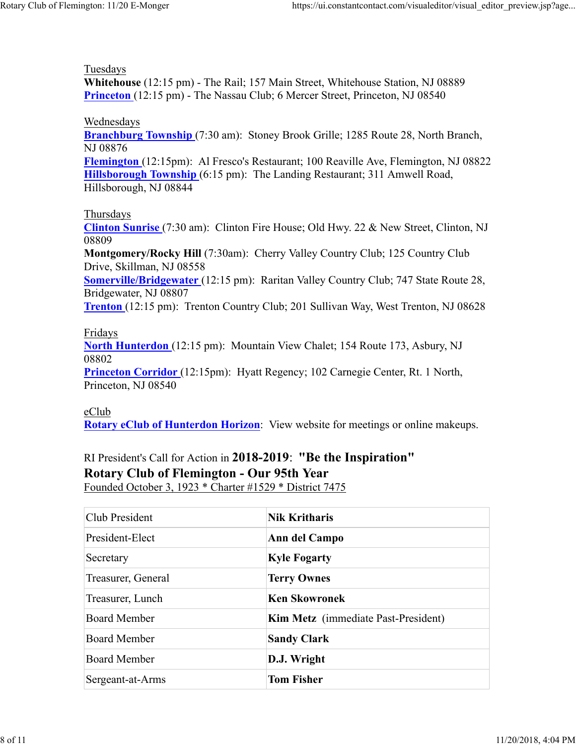Tuesdays

**Whitehouse** (12:15 pm) - The Rail; 157 Main Street, Whitehouse Station, NJ 08889
**Princeton** (12:15 pm) - The Nassau Club; 6 Mercer Street, Princeton, NJ 08540

Wednesdays

**Branchburg Township** (7:30 am): Stoney Brook Grille; 1285 Route 28, North Branch, NJ 08876
**Flemington** (12:15pm): Al Fresco's Restaurant; 100 Reaville Ave, Flemington, NJ 08822
**Hillsborough Township** (6:15 pm): The Landing Restaurant; 311 Amwell Road, Hillsborough, NJ 08844

Thursdays

**Clinton Sunrise** (7:30 am): Clinton Fire House; Old Hwy. 22 & New Street, Clinton, NJ 08809
**Montgomery/Rocky Hill** (7:30am): Cherry Valley Country Club; 125 Country Club Drive, Skillman, NJ 08558
**Somerville/Bridgewater** (12:15 pm): Raritan Valley Country Club; 747 State Route 28, Bridgewater, NJ 08807
**Trenton** (12:15 pm): Trenton Country Club; 201 Sullivan Way, West Trenton, NJ 08628

Fridays

**North Hunterdon** (12:15 pm): Mountain View Chalet; 154 Route 173, Asbury, NJ 08802
**Princeton Corridor** (12:15pm): Hyatt Regency; 102 Carnegie Center, Rt. 1 North, Princeton, NJ 08540

eClub

**Rotary eClub of Hunterdon Horizon**: View website for meetings or online makeups.

RI President's Call for Action in **2018-2019**: **"Be the Inspiration"**
**Rotary Club of Flemington - Our 95th Year**
Founded October 3, 1923 * Charter #1529 * District 7475

| Club President | **Nik Kritharis** |
|---|---|
| President-Elect | **Ann del Campo** |
| Secretary | **Kyle Fogarty** |
| Treasurer, General | **Terry Ownes** |
| Treasurer, Lunch | **Ken Skowronek** |
| Board Member | **Kim Metz** (immediate Past-President) |
| Board Member | **Sandy Clark** |
| Board Member | **D.J. Wright** |
| Sergeant-at-Arms | **Tom Fisher** |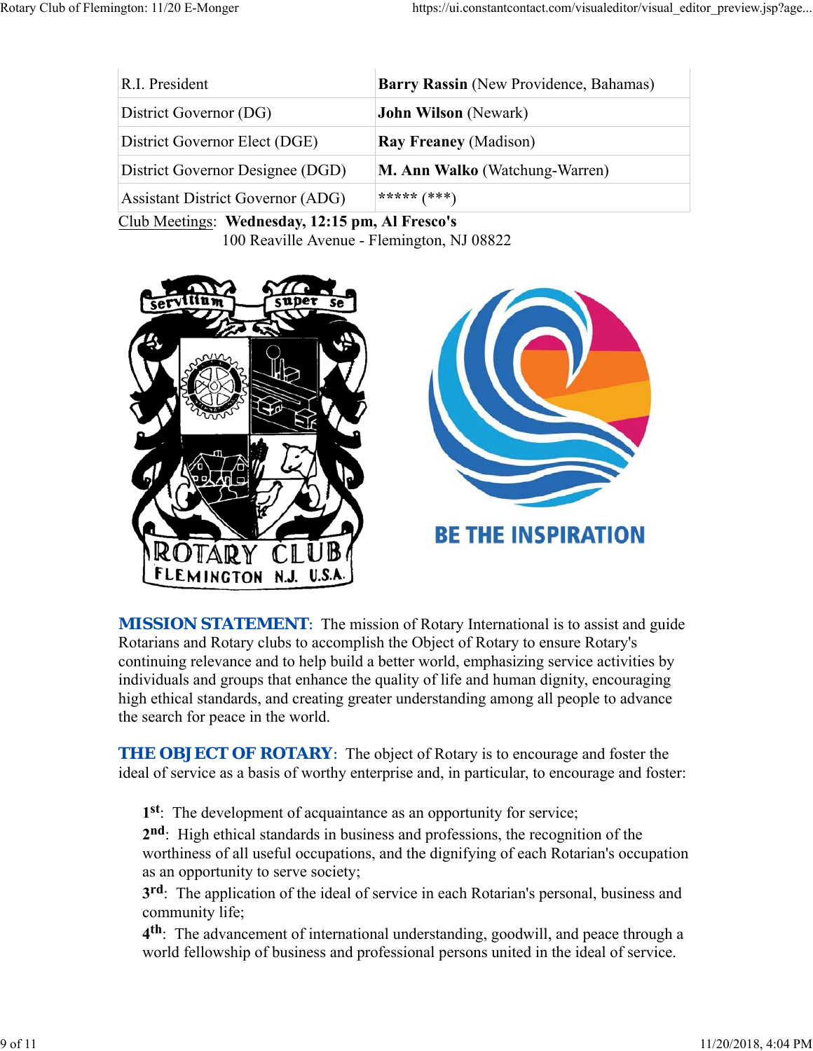| R.I. President | **Barry Rassin** (New Providence, Bahamas) |
|---|---|
| District Governor (DG) | **John Wilson** (Newark) |
| District Governor Elect (DGE) | **Ray Freaney** (Madison) |
| District Governor Designee (DGD) | **M. Ann Walko** (Watchung-Warren) |
| Assistant District Governor (ADG) | ***** (***) |

Club Meetings: **Wednesday, 12:15 pm, Al Fresco's**
100 Reaville Avenue - Flemington, NJ 08822

**MISSION STATEMENT**: The mission of Rotary International is to assist and guide Rotarians and Rotary clubs to accomplish the Object of Rotary to ensure Rotary's continuing relevance and to help build a better world, emphasizing service activities by individuals and groups that enhance the quality of life and human dignity, encouraging high ethical standards, and creating greater understanding among all people to advance the search for peace in the world.

**THE OBJECT OF ROTARY**: The object of Rotary is to encourage and foster the ideal of service as a basis of worthy enterprise and, in particular, to encourage and foster:

**1st**: The development of acquaintance as an opportunity for service;

**2nd**: High ethical standards in business and professions, the recognition of the worthiness of all useful occupations, and the dignifying of each Rotarian's occupation as an opportunity to serve society;

**3rd**: The application of the ideal of service in each Rotarian's personal, business and community life;

**4th**: The advancement of international understanding, goodwill, and peace through a world fellowship of business and professional persons united in the ideal of service.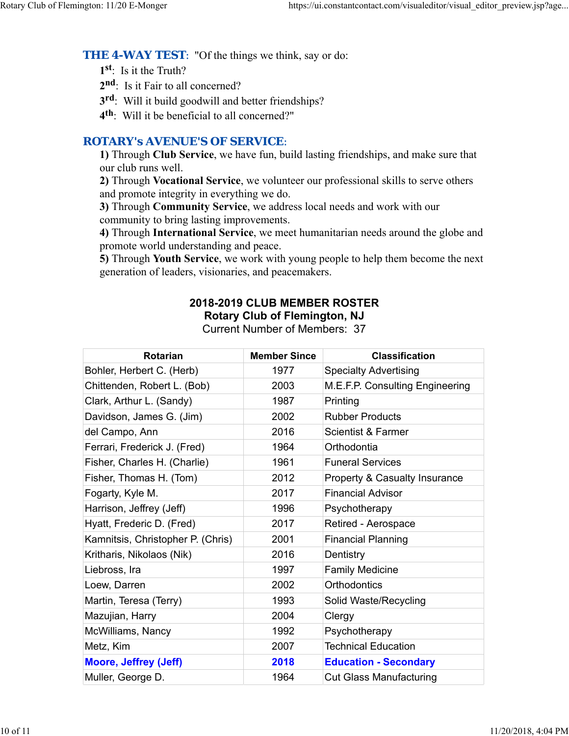**THE 4-WAY TEST**: "Of the things we think, say or do:

1st: Is it the Truth?

2nd: Is it Fair to all concerned?

3rd: Will it build goodwill and better friendships?

4th: Will it be beneficial to all concerned?"

**ROTARY's AVENUE'S OF SERVICE**:

**1)** Through **Club Service**, we have fun, build lasting friendships, and make sure that our club runs well.

**2)** Through **Vocational Service**, we volunteer our professional skills to serve others and promote integrity in everything we do.

**3)** Through **Community Service**, we address local needs and work with our community to bring lasting improvements.

**4)** Through **International Service**, we meet humanitarian needs around the globe and promote world understanding and peace.

**5)** Through **Youth Service**, we work with young people to help them become the next generation of leaders, visionaries, and peacemakers.

**2018-2019 CLUB MEMBER ROSTER**
**Rotary Club of Flemington, NJ**
Current Number of Members: 37

| Rotarian | Member Since | Classification |
|---|---|---|
| Bohler, Herbert C. (Herb) | 1977 | Specialty Advertising |
| Chittenden, Robert L. (Bob) | 2003 | M.E.F.P. Consulting Engineering |
| Clark, Arthur L. (Sandy) | 1987 | Printing |
| Davidson, James G. (Jim) | 2002 | Rubber Products |
| del Campo, Ann | 2016 | Scientist & Farmer |
| Ferrari, Frederick J. (Fred) | 1964 | Orthodontia |
| Fisher, Charles H. (Charlie) | 1961 | Funeral Services |
| Fisher, Thomas H. (Tom) | 2012 | Property & Casualty Insurance |
| Fogarty, Kyle M. | 2017 | Financial Advisor |
| Harrison, Jeffrey (Jeff) | 1996 | Psychotherapy |
| Hyatt, Frederic D. (Fred) | 2017 | Retired - Aerospace |
| Kamnitsis, Christopher P. (Chris) | 2001 | Financial Planning |
| Kritharis, Nikolaos (Nik) | 2016 | Dentistry |
| Liebross, Ira | 1997 | Family Medicine |
| Loew, Darren | 2002 | Orthodontics |
| Martin, Teresa (Terry) | 1993 | Solid Waste/Recycling |
| Mazujian, Harry | 2004 | Clergy |
| McWilliams, Nancy | 1992 | Psychotherapy |
| Metz, Kim | 2007 | Technical Education |
| **Moore, Jeffrey (Jeff)** | **2018** | **Education - Secondary** |
| Muller, George D. | 1964 | Cut Glass Manufacturing |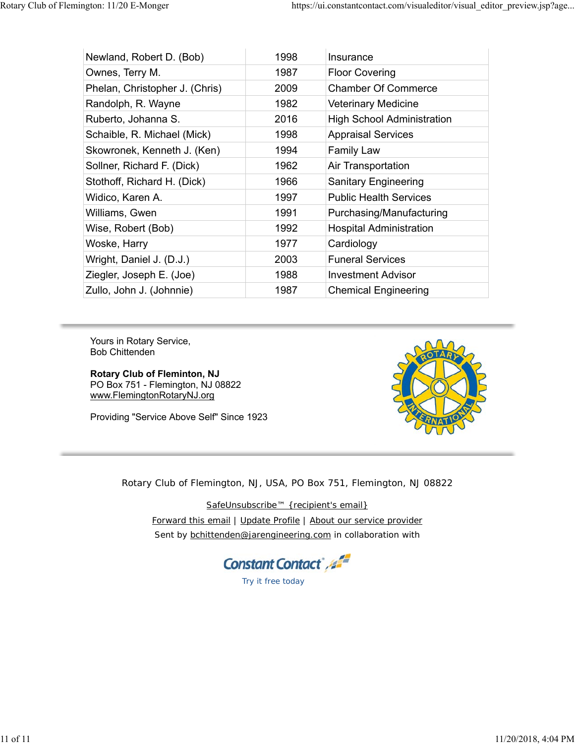| | | |
|---|---|---|
| Newland, Robert D. (Bob) | 1998 | Insurance |
| Ownes, Terry M. | 1987 | Floor Covering |
| Phelan, Christopher J. (Chris) | 2009 | Chamber Of Commerce |
| Randolph, R. Wayne | 1982 | Veterinary Medicine |
| Ruberto, Johanna S. | 2016 | High School Administration |
| Schaible, R. Michael (Mick) | 1998 | Appraisal Services |
| Skowronek, Kenneth J. (Ken) | 1994 | Family Law |
| Sollner, Richard F. (Dick) | 1962 | Air Transportation |
| Stothoff, Richard H. (Dick) | 1966 | Sanitary Engineering |
| Widico, Karen A. | 1997 | Public Health Services |
| Williams, Gwen | 1991 | Purchasing/Manufacturing |
| Wise, Robert (Bob) | 1992 | Hospital Administration |
| Woske, Harry | 1977 | Cardiology |
| Wright, Daniel J. (D.J.) | 2003 | Funeral Services |
| Ziegler, Joseph E. (Joe) | 1988 | Investment Advisor |
| Zullo, John J. (Johnnie) | 1987 | Chemical Engineering |

Yours in Rotary Service,
Bob Chittenden

**Rotary Club of Fleminton, NJ**
PO Box 751 - Flemington, NJ 08822
www.FlemingtonRotaryNJ.org

Providing "Service Above Self" Since 1923

Rotary Club of Flemington, NJ, USA, PO Box 751, Flemington, NJ 08822

SafeUnsubscribe™ {recipient's email}

Forward this email | Update Profile | About our service provider

Sent by bchittenden@jarengineering.com in collaboration with

Constant Contact

Try it free today